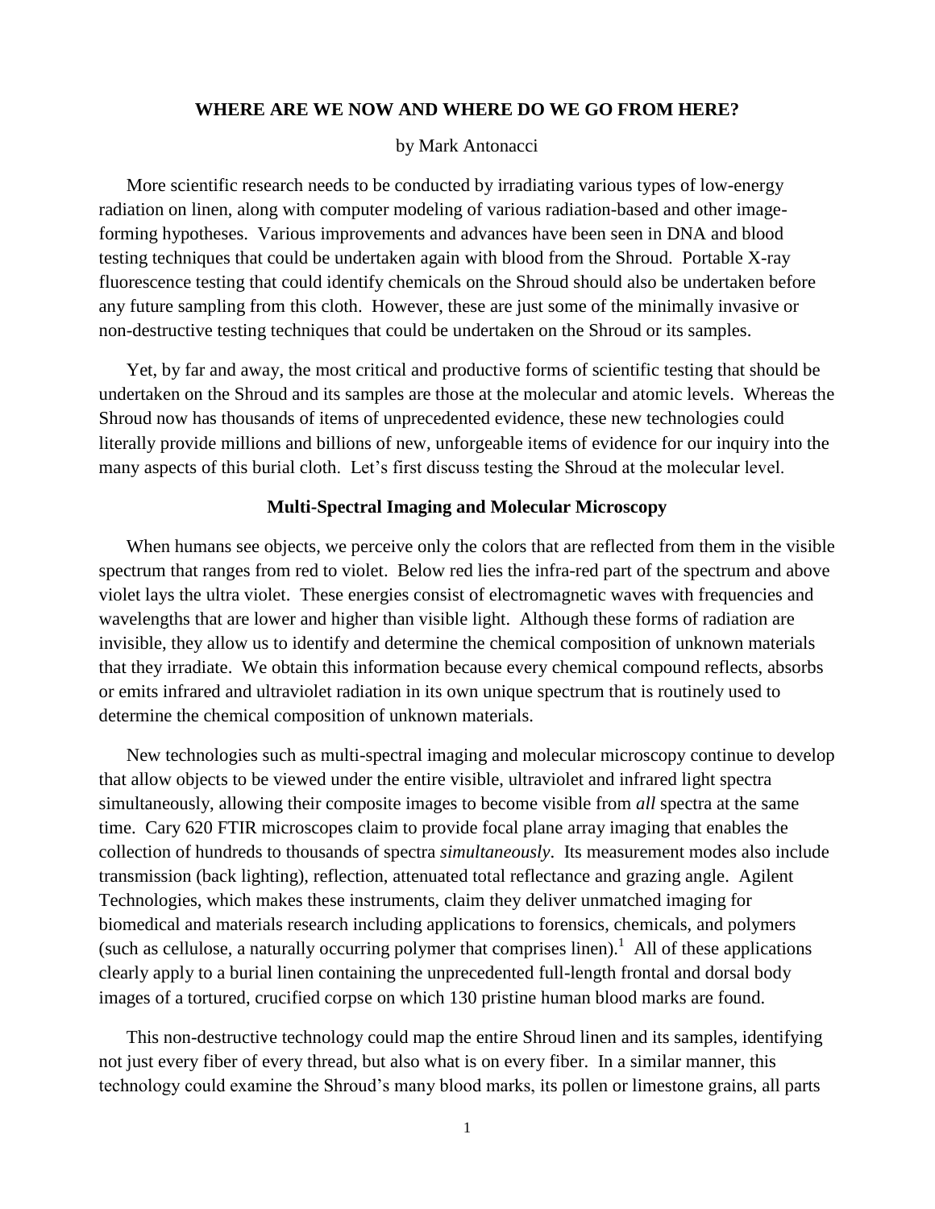# WHERE ARE WE NOW AND WHERE DO WE GO FROM HERE?

by Mark Antonacci

More scientific research needs to be conducted by irradiating various types of low-energy radiation on linen, along with computer modeling of various radiation-based and other image-forming hypotheses. Various improvements and advances have been seen in DNA and blood testing techniques that could be undertaken again with blood from the Shroud. Portable X-ray fluorescence testing that could identify chemicals on the Shroud should also be undertaken before any future sampling from this cloth. However, these are just some of the minimally invasive or non-destructive testing techniques that could be undertaken on the Shroud or its samples.

Yet, by far and away, the most critical and productive forms of scientific testing that should be undertaken on the Shroud and its samples are those at the molecular and atomic levels. Whereas the Shroud now has thousands of items of unprecedented evidence, these new technologies could literally provide millions and billions of new, unforgeable items of evidence for our inquiry into the many aspects of this burial cloth. Let's first discuss testing the Shroud at the molecular level.

## Multi-Spectral Imaging and Molecular Microscopy

When humans see objects, we perceive only the colors that are reflected from them in the visible spectrum that ranges from red to violet. Below red lies the infra-red part of the spectrum and above violet lays the ultra violet. These energies consist of electromagnetic waves with frequencies and wavelengths that are lower and higher than visible light. Although these forms of radiation are invisible, they allow us to identify and determine the chemical composition of unknown materials that they irradiate. We obtain this information because every chemical compound reflects, absorbs or emits infrared and ultraviolet radiation in its own unique spectrum that is routinely used to determine the chemical composition of unknown materials.

New technologies such as multi-spectral imaging and molecular microscopy continue to develop that allow objects to be viewed under the entire visible, ultraviolet and infrared light spectra simultaneously, allowing their composite images to become visible from *all* spectra at the same time. Cary 620 FTIR microscopes claim to provide focal plane array imaging that enables the collection of hundreds to thousands of spectra *simultaneously*. Its measurement modes also include transmission (back lighting), reflection, attenuated total reflectance and grazing angle. Agilent Technologies, which makes these instruments, claim they deliver unmatched imaging for biomedical and materials research including applications to forensics, chemicals, and polymers (such as cellulose, a naturally occurring polymer that comprises linen).[1] All of these applications clearly apply to a burial linen containing the unprecedented full-length frontal and dorsal body images of a tortured, crucified corpse on which 130 pristine human blood marks are found.

This non-destructive technology could map the entire Shroud linen and its samples, identifying not just every fiber of every thread, but also what is on every fiber. In a similar manner, this technology could examine the Shroud's many blood marks, its pollen or limestone grains, all parts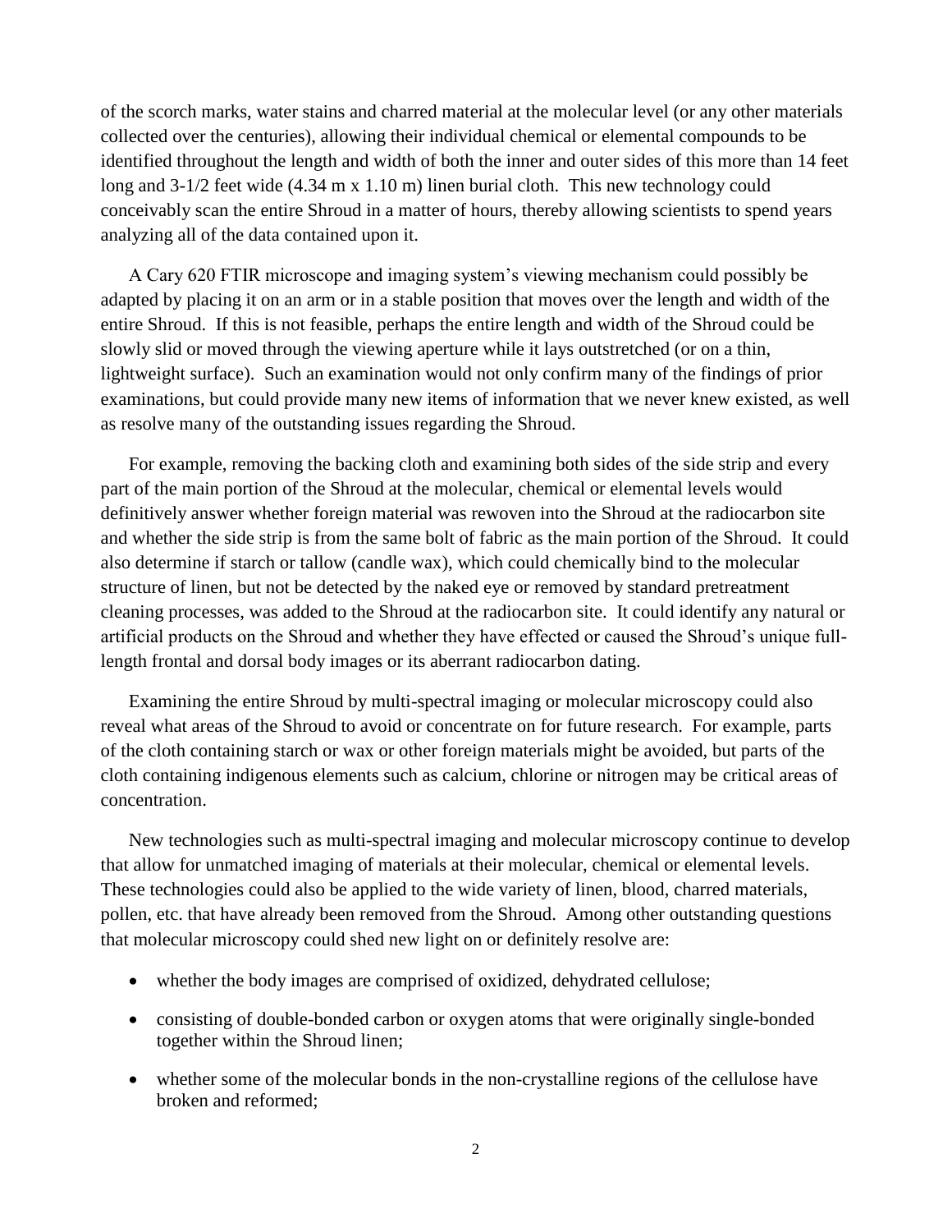of the scorch marks, water stains and charred material at the molecular level (or any other materials collected over the centuries), allowing their individual chemical or elemental compounds to be identified throughout the length and width of both the inner and outer sides of this more than 14 feet long and 3-1/2 feet wide (4.34 m x 1.10 m) linen burial cloth. This new technology could conceivably scan the entire Shroud in a matter of hours, thereby allowing scientists to spend years analyzing all of the data contained upon it.

A Cary 620 FTIR microscope and imaging system's viewing mechanism could possibly be adapted by placing it on an arm or in a stable position that moves over the length and width of the entire Shroud. If this is not feasible, perhaps the entire length and width of the Shroud could be slowly slid or moved through the viewing aperture while it lays outstretched (or on a thin, lightweight surface). Such an examination would not only confirm many of the findings of prior examinations, but could provide many new items of information that we never knew existed, as well as resolve many of the outstanding issues regarding the Shroud.

For example, removing the backing cloth and examining both sides of the side strip and every part of the main portion of the Shroud at the molecular, chemical or elemental levels would definitively answer whether foreign material was rewoven into the Shroud at the radiocarbon site and whether the side strip is from the same bolt of fabric as the main portion of the Shroud. It could also determine if starch or tallow (candle wax), which could chemically bind to the molecular structure of linen, but not be detected by the naked eye or removed by standard pretreatment cleaning processes, was added to the Shroud at the radiocarbon site. It could identify any natural or artificial products on the Shroud and whether they have effected or caused the Shroud's unique full-length frontal and dorsal body images or its aberrant radiocarbon dating.

Examining the entire Shroud by multi-spectral imaging or molecular microscopy could also reveal what areas of the Shroud to avoid or concentrate on for future research. For example, parts of the cloth containing starch or wax or other foreign materials might be avoided, but parts of the cloth containing indigenous elements such as calcium, chlorine or nitrogen may be critical areas of concentration.

New technologies such as multi-spectral imaging and molecular microscopy continue to develop that allow for unmatched imaging of materials at their molecular, chemical or elemental levels. These technologies could also be applied to the wide variety of linen, blood, charred materials, pollen, etc. that have already been removed from the Shroud. Among other outstanding questions that molecular microscopy could shed new light on or definitely resolve are:

- whether the body images are comprised of oxidized, dehydrated cellulose;
- consisting of double-bonded carbon or oxygen atoms that were originally single-bonded together within the Shroud linen;
- whether some of the molecular bonds in the non-crystalline regions of the cellulose have broken and reformed;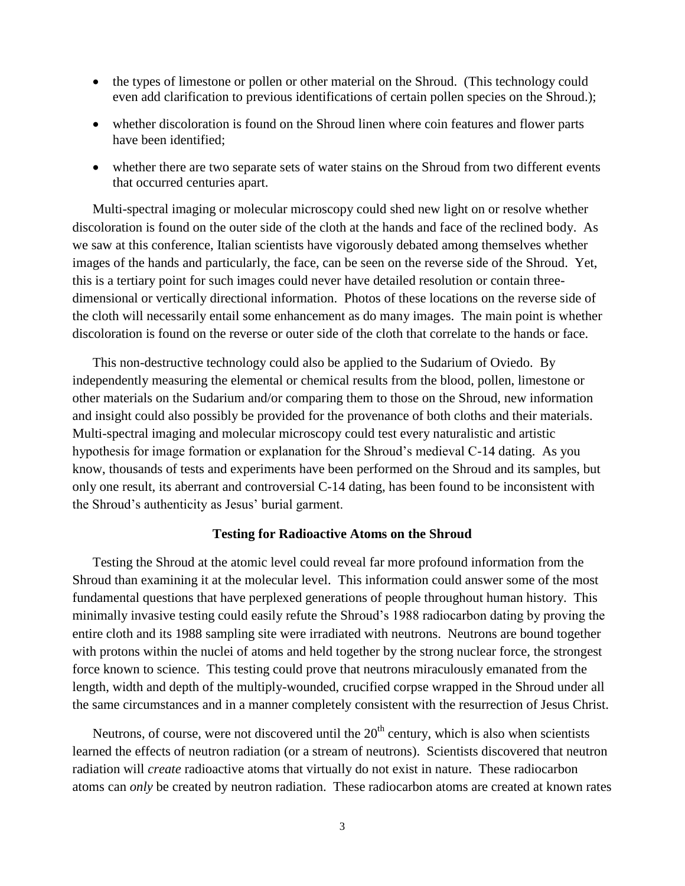- the types of limestone or pollen or other material on the Shroud. (This technology could even add clarification to previous identifications of certain pollen species on the Shroud.);
- whether discoloration is found on the Shroud linen where coin features and flower parts have been identified;
- whether there are two separate sets of water stains on the Shroud from two different events that occurred centuries apart.

Multi-spectral imaging or molecular microscopy could shed new light on or resolve whether discoloration is found on the outer side of the cloth at the hands and face of the reclined body. As we saw at this conference, Italian scientists have vigorously debated among themselves whether images of the hands and particularly, the face, can be seen on the reverse side of the Shroud. Yet, this is a tertiary point for such images could never have detailed resolution or contain three-dimensional or vertically directional information. Photos of these locations on the reverse side of the cloth will necessarily entail some enhancement as do many images. The main point is whether discoloration is found on the reverse or outer side of the cloth that correlate to the hands or face.

This non-destructive technology could also be applied to the Sudarium of Oviedo. By independently measuring the elemental or chemical results from the blood, pollen, limestone or other materials on the Sudarium and/or comparing them to those on the Shroud, new information and insight could also possibly be provided for the provenance of both cloths and their materials. Multi-spectral imaging and molecular microscopy could test every naturalistic and artistic hypothesis for image formation or explanation for the Shroud's medieval C-14 dating. As you know, thousands of tests and experiments have been performed on the Shroud and its samples, but only one result, its aberrant and controversial C-14 dating, has been found to be inconsistent with the Shroud's authenticity as Jesus' burial garment.

### Testing for Radioactive Atoms on the Shroud

Testing the Shroud at the atomic level could reveal far more profound information from the Shroud than examining it at the molecular level. This information could answer some of the most fundamental questions that have perplexed generations of people throughout human history. This minimally invasive testing could easily refute the Shroud's 1988 radiocarbon dating by proving the entire cloth and its 1988 sampling site were irradiated with neutrons. Neutrons are bound together with protons within the nuclei of atoms and held together by the strong nuclear force, the strongest force known to science. This testing could prove that neutrons miraculously emanated from the length, width and depth of the multiply-wounded, crucified corpse wrapped in the Shroud under all the same circumstances and in a manner completely consistent with the resurrection of Jesus Christ.

Neutrons, of course, were not discovered until the $20^{th}$ century, which is also when scientists learned the effects of neutron radiation (or a stream of neutrons). Scientists discovered that neutron radiation will *create* radioactive atoms that virtually do not exist in nature. These radiocarbon atoms can *only* be created by neutron radiation. These radiocarbon atoms are created at known rates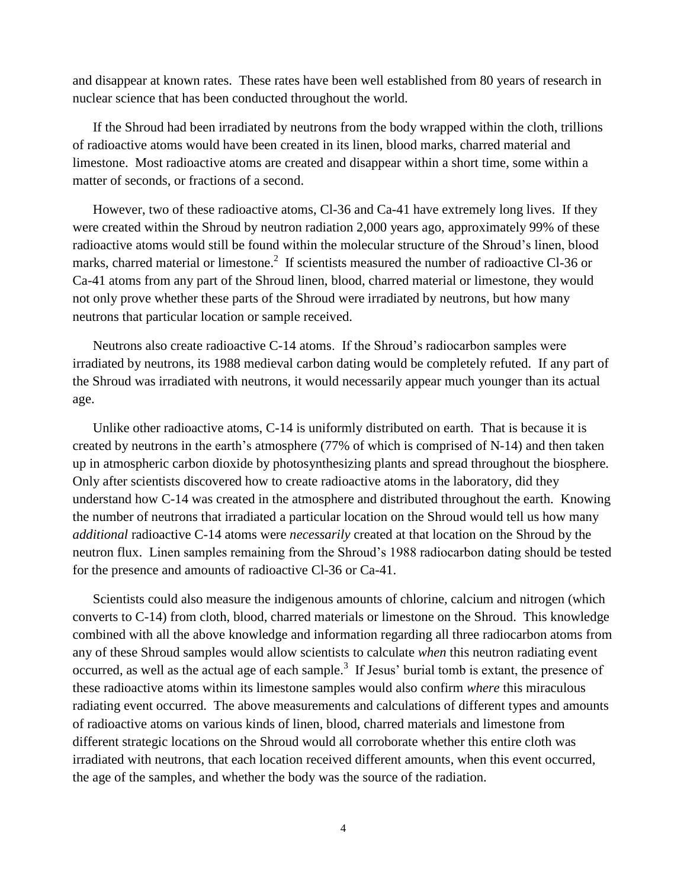and disappear at known rates. These rates have been well established from 80 years of research in nuclear science that has been conducted throughout the world.

If the Shroud had been irradiated by neutrons from the body wrapped within the cloth, trillions of radioactive atoms would have been created in its linen, blood marks, charred material and limestone. Most radioactive atoms are created and disappear within a short time, some within a matter of seconds, or fractions of a second.

However, two of these radioactive atoms, Cl-36 and Ca-41 have extremely long lives. If they were created within the Shroud by neutron radiation 2,000 years ago, approximately 99% of these radioactive atoms would still be found within the molecular structure of the Shroud's linen, blood marks, charred material or limestone.[2] If scientists measured the number of radioactive Cl-36 or Ca-41 atoms from any part of the Shroud linen, blood, charred material or limestone, they would not only prove whether these parts of the Shroud were irradiated by neutrons, but how many neutrons that particular location or sample received.

Neutrons also create radioactive C-14 atoms. If the Shroud's radiocarbon samples were irradiated by neutrons, its 1988 medieval carbon dating would be completely refuted. If any part of the Shroud was irradiated with neutrons, it would necessarily appear much younger than its actual age.

Unlike other radioactive atoms, C-14 is uniformly distributed on earth. That is because it is created by neutrons in the earth's atmosphere (77% of which is comprised of N-14) and then taken up in atmospheric carbon dioxide by photosynthesizing plants and spread throughout the biosphere. Only after scientists discovered how to create radioactive atoms in the laboratory, did they understand how C-14 was created in the atmosphere and distributed throughout the earth. Knowing the number of neutrons that irradiated a particular location on the Shroud would tell us how many *additional* radioactive C-14 atoms were *necessarily* created at that location on the Shroud by the neutron flux. Linen samples remaining from the Shroud's 1988 radiocarbon dating should be tested for the presence and amounts of radioactive Cl-36 or Ca-41.

Scientists could also measure the indigenous amounts of chlorine, calcium and nitrogen (which converts to C-14) from cloth, blood, charred materials or limestone on the Shroud. This knowledge combined with all the above knowledge and information regarding all three radiocarbon atoms from any of these Shroud samples would allow scientists to calculate *when* this neutron radiating event occurred, as well as the actual age of each sample.[3] If Jesus' burial tomb is extant, the presence of these radioactive atoms within its limestone samples would also confirm *where* this miraculous radiating event occurred. The above measurements and calculations of different types and amounts of radioactive atoms on various kinds of linen, blood, charred materials and limestone from different strategic locations on the Shroud would all corroborate whether this entire cloth was irradiated with neutrons, that each location received different amounts, when this event occurred, the age of the samples, and whether the body was the source of the radiation.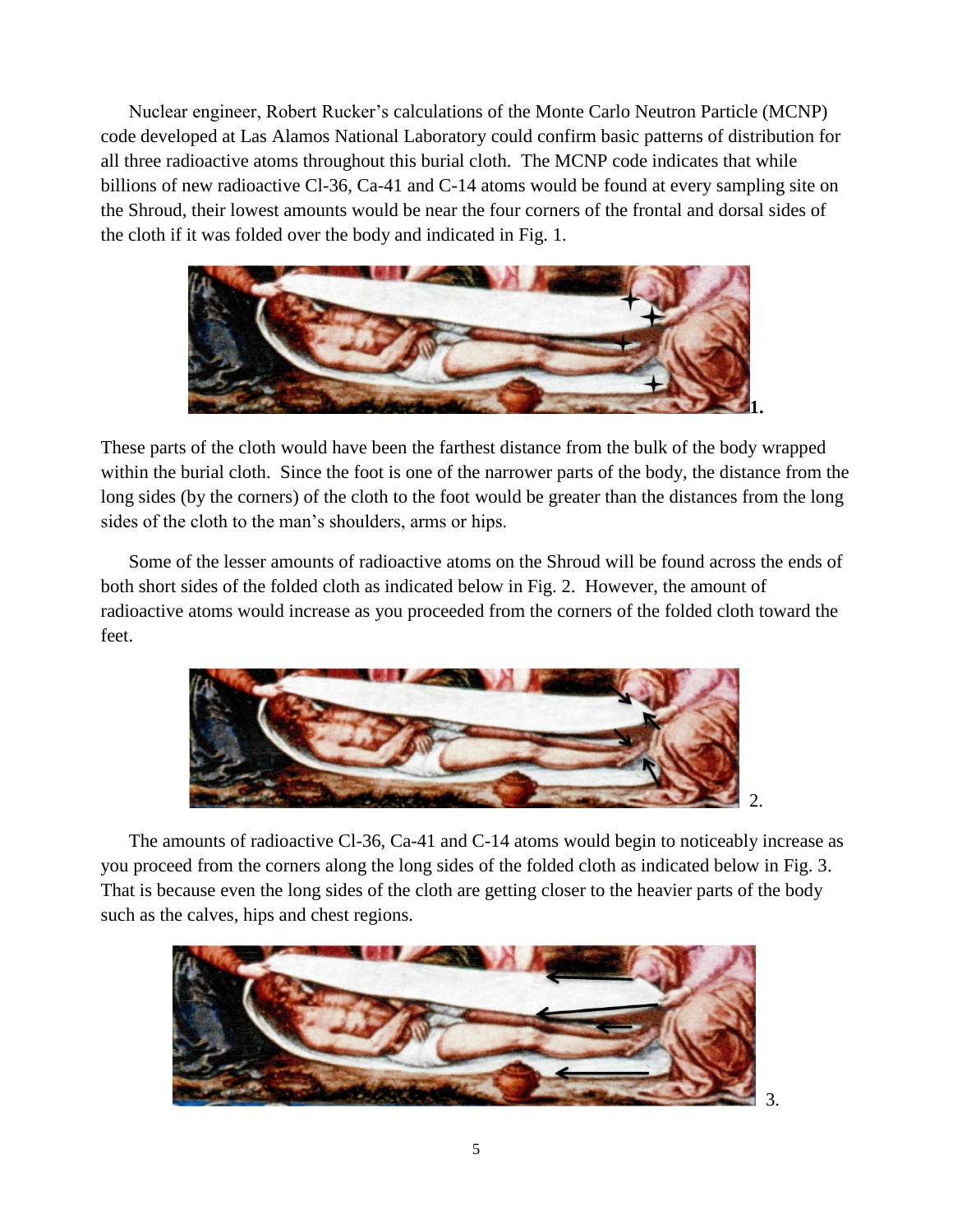Nuclear engineer, Robert Rucker's calculations of the Monte Carlo Neutron Particle (MCNP) code developed at Las Alamos National Laboratory could confirm basic patterns of distribution for all three radioactive atoms throughout this burial cloth. The MCNP code indicates that while billions of new radioactive Cl-36, Ca-41 and C-14 atoms would be found at every sampling site on the Shroud, their lowest amounts would be near the four corners of the frontal and dorsal sides of the cloth if it was folded over the body and indicated in Fig. 1.

**1.**

These parts of the cloth would have been the farthest distance from the bulk of the body wrapped within the burial cloth. Since the foot is one of the narrower parts of the body, the distance from the long sides (by the corners) of the cloth to the foot would be greater than the distances from the long sides of the cloth to the man's shoulders, arms or hips.

Some of the lesser amounts of radioactive atoms on the Shroud will be found across the ends of both short sides of the folded cloth as indicated below in Fig. 2. However, the amount of radioactive atoms would increase as you proceeded from the corners of the folded cloth toward the feet.

2.

The amounts of radioactive Cl-36, Ca-41 and C-14 atoms would begin to noticeably increase as you proceed from the corners along the long sides of the folded cloth as indicated below in Fig. 3. That is because even the long sides of the cloth are getting closer to the heavier parts of the body such as the calves, hips and chest regions.

3.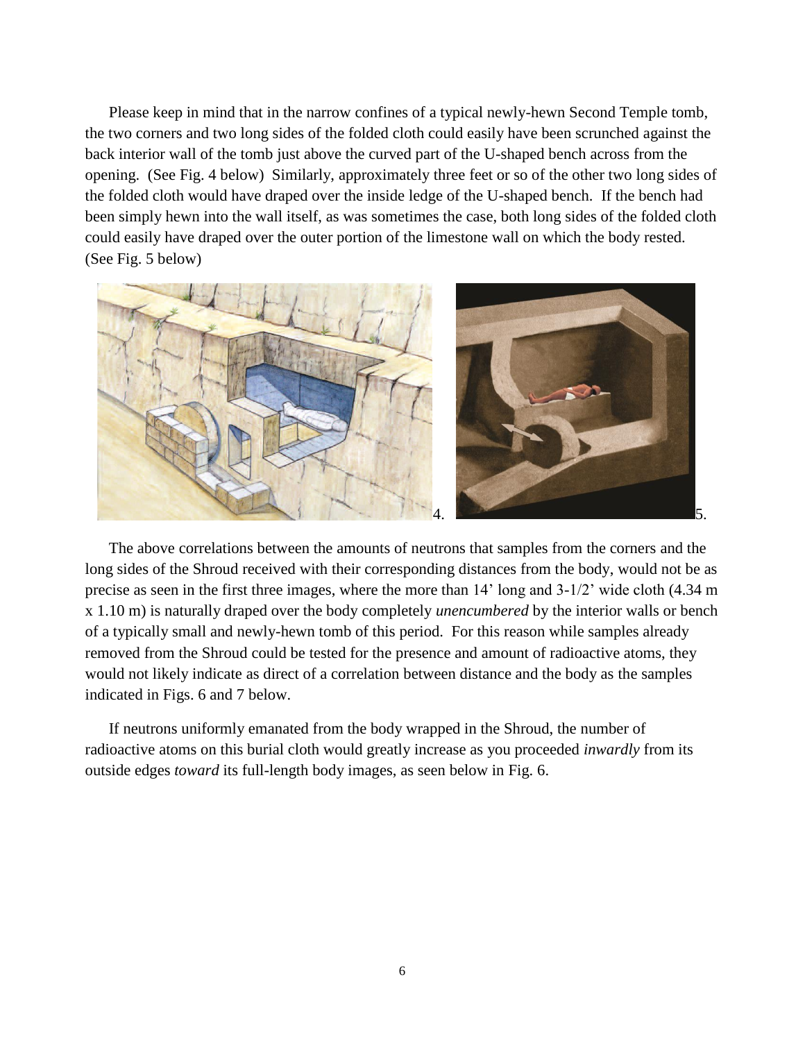Please keep in mind that in the narrow confines of a typical newly-hewn Second Temple tomb, the two corners and two long sides of the folded cloth could easily have been scrunched against the back interior wall of the tomb just above the curved part of the U-shaped bench across from the opening. (See Fig. 4 below) Similarly, approximately three feet or so of the other two long sides of the folded cloth would have draped over the inside ledge of the U-shaped bench. If the bench had been simply hewn into the wall itself, as was sometimes the case, both long sides of the folded cloth could easily have draped over the outer portion of the limestone wall on which the body rested. (See Fig. 5 below)

4.

5.

The above correlations between the amounts of neutrons that samples from the corners and the long sides of the Shroud received with their corresponding distances from the body, would not be as precise as seen in the first three images, where the more than 14' long and 3-1/2' wide cloth (4.34 m x 1.10 m) is naturally draped over the body completely *unencumbered* by the interior walls or bench of a typically small and newly-hewn tomb of this period. For this reason while samples already removed from the Shroud could be tested for the presence and amount of radioactive atoms, they would not likely indicate as direct of a correlation between distance and the body as the samples indicated in Figs. 6 and 7 below.

If neutrons uniformly emanated from the body wrapped in the Shroud, the number of radioactive atoms on this burial cloth would greatly increase as you proceeded *inwardly* from its outside edges *toward* its full-length body images, as seen below in Fig. 6.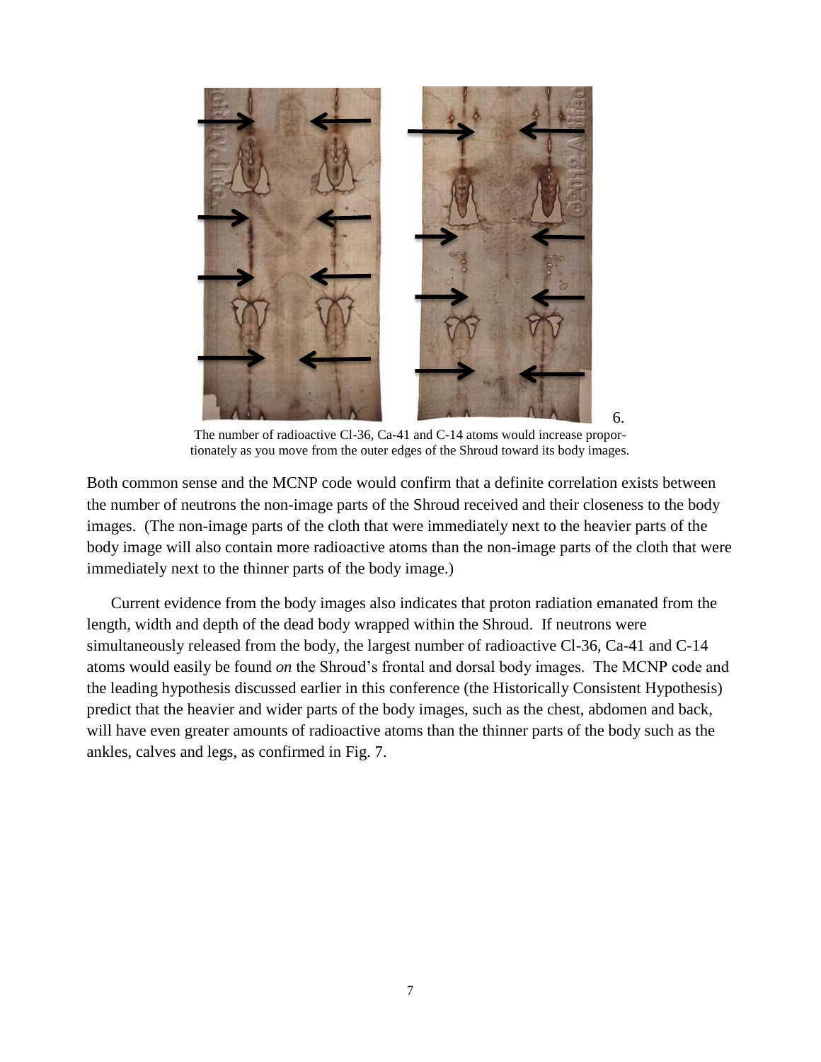6.

The number of radioactive Cl-36, Ca-41 and C-14 atoms would increase proportionately as you move from the outer edges of the Shroud toward its body images.

Both common sense and the MCNP code would confirm that a definite correlation exists between the number of neutrons the non-image parts of the Shroud received and their closeness to the body images. (The non-image parts of the cloth that were immediately next to the heavier parts of the body image will also contain more radioactive atoms than the non-image parts of the cloth that were immediately next to the thinner parts of the body image.)

Current evidence from the body images also indicates that proton radiation emanated from the length, width and depth of the dead body wrapped within the Shroud. If neutrons were simultaneously released from the body, the largest number of radioactive Cl-36, Ca-41 and C-14 atoms would easily be found *on* the Shroud's frontal and dorsal body images. The MCNP code and the leading hypothesis discussed earlier in this conference (the Historically Consistent Hypothesis) predict that the heavier and wider parts of the body images, such as the chest, abdomen and back, will have even greater amounts of radioactive atoms than the thinner parts of the body such as the ankles, calves and legs, as confirmed in Fig. 7.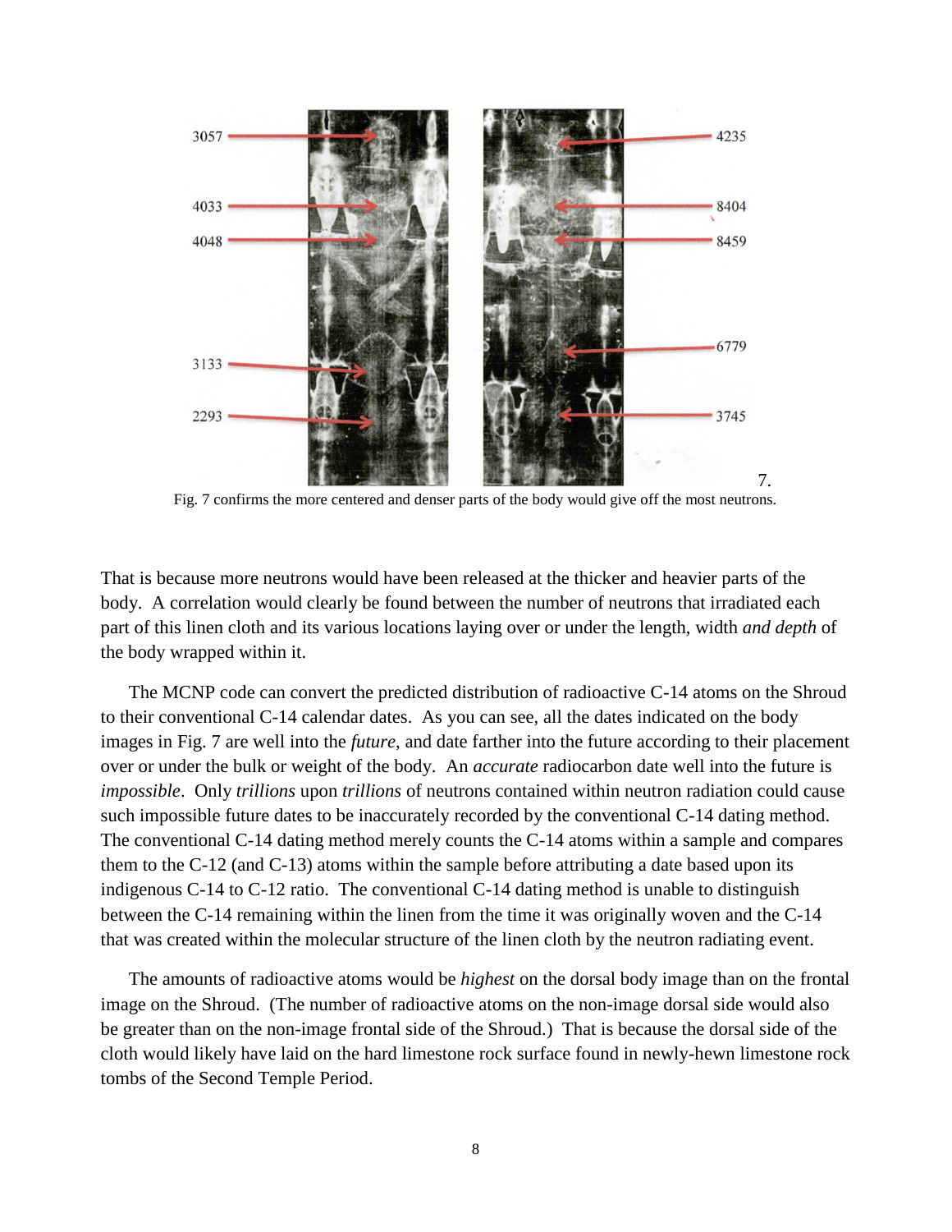Fig. 7 confirms the more centered and denser parts of the body would give off the most neutrons.

That is because more neutrons would have been released at the thicker and heavier parts of the body. A correlation would clearly be found between the number of neutrons that irradiated each part of this linen cloth and its various locations laying over or under the length, width *and depth* of the body wrapped within it.

The MCNP code can convert the predicted distribution of radioactive C-14 atoms on the Shroud to their conventional C-14 calendar dates. As you can see, all the dates indicated on the body images in Fig. 7 are well into the *future*, and date farther into the future according to their placement over or under the bulk or weight of the body. An *accurate* radiocarbon date well into the future is *impossible*. Only *trillions* upon *trillions* of neutrons contained within neutron radiation could cause such impossible future dates to be inaccurately recorded by the conventional C-14 dating method. The conventional C-14 dating method merely counts the C-14 atoms within a sample and compares them to the C-12 (and C-13) atoms within the sample before attributing a date based upon its indigenous C-14 to C-12 ratio. The conventional C-14 dating method is unable to distinguish between the C-14 remaining within the linen from the time it was originally woven and the C-14 that was created within the molecular structure of the linen cloth by the neutron radiating event.

The amounts of radioactive atoms would be *highest* on the dorsal body image than on the frontal image on the Shroud. (The number of radioactive atoms on the non-image dorsal side would also be greater than on the non-image frontal side of the Shroud.) That is because the dorsal side of the cloth would likely have laid on the hard limestone rock surface found in newly-hewn limestone rock tombs of the Second Temple Period.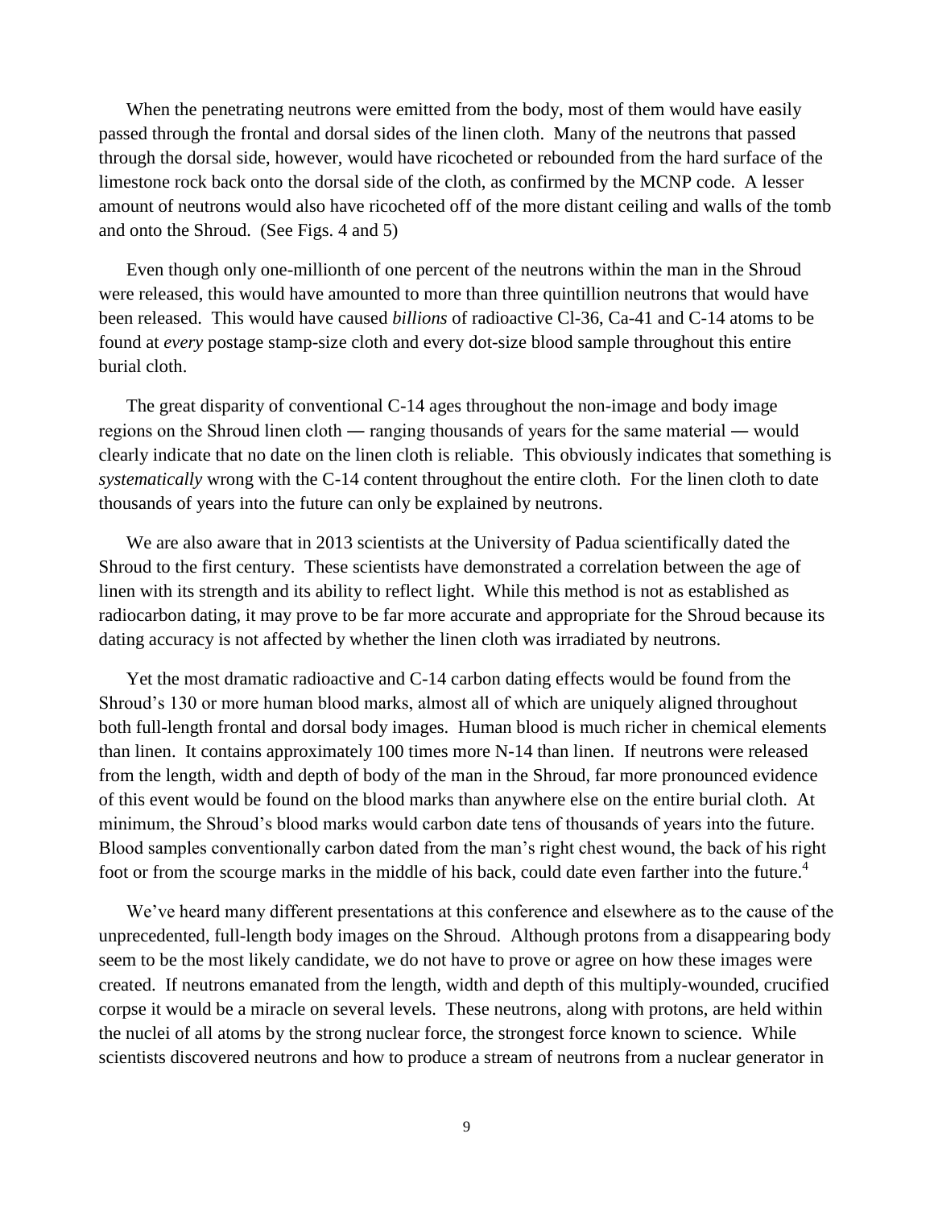When the penetrating neutrons were emitted from the body, most of them would have easily passed through the frontal and dorsal sides of the linen cloth. Many of the neutrons that passed through the dorsal side, however, would have ricocheted or rebounded from the hard surface of the limestone rock back onto the dorsal side of the cloth, as confirmed by the MCNP code. A lesser amount of neutrons would also have ricocheted off of the more distant ceiling and walls of the tomb and onto the Shroud. (See Figs. 4 and 5)

Even though only one-millionth of one percent of the neutrons within the man in the Shroud were released, this would have amounted to more than three quintillion neutrons that would have been released. This would have caused *billions* of radioactive Cl-36, Ca-41 and C-14 atoms to be found at *every* postage stamp-size cloth and every dot-size blood sample throughout this entire burial cloth.

The great disparity of conventional C-14 ages throughout the non-image and body image regions on the Shroud linen cloth ― ranging thousands of years for the same material ― would clearly indicate that no date on the linen cloth is reliable. This obviously indicates that something is *systematically* wrong with the C-14 content throughout the entire cloth. For the linen cloth to date thousands of years into the future can only be explained by neutrons.

We are also aware that in 2013 scientists at the University of Padua scientifically dated the Shroud to the first century. These scientists have demonstrated a correlation between the age of linen with its strength and its ability to reflect light. While this method is not as established as radiocarbon dating, it may prove to be far more accurate and appropriate for the Shroud because its dating accuracy is not affected by whether the linen cloth was irradiated by neutrons.

Yet the most dramatic radioactive and C-14 carbon dating effects would be found from the Shroud's 130 or more human blood marks, almost all of which are uniquely aligned throughout both full-length frontal and dorsal body images. Human blood is much richer in chemical elements than linen. It contains approximately 100 times more N-14 than linen. If neutrons were released from the length, width and depth of body of the man in the Shroud, far more pronounced evidence of this event would be found on the blood marks than anywhere else on the entire burial cloth. At minimum, the Shroud's blood marks would carbon date tens of thousands of years into the future. Blood samples conventionally carbon dated from the man's right chest wound, the back of his right foot or from the scourge marks in the middle of his back, could date even farther into the future.[4]

We've heard many different presentations at this conference and elsewhere as to the cause of the unprecedented, full-length body images on the Shroud. Although protons from a disappearing body seem to be the most likely candidate, we do not have to prove or agree on how these images were created. If neutrons emanated from the length, width and depth of this multiply-wounded, crucified corpse it would be a miracle on several levels. These neutrons, along with protons, are held within the nuclei of all atoms by the strong nuclear force, the strongest force known to science. While scientists discovered neutrons and how to produce a stream of neutrons from a nuclear generator in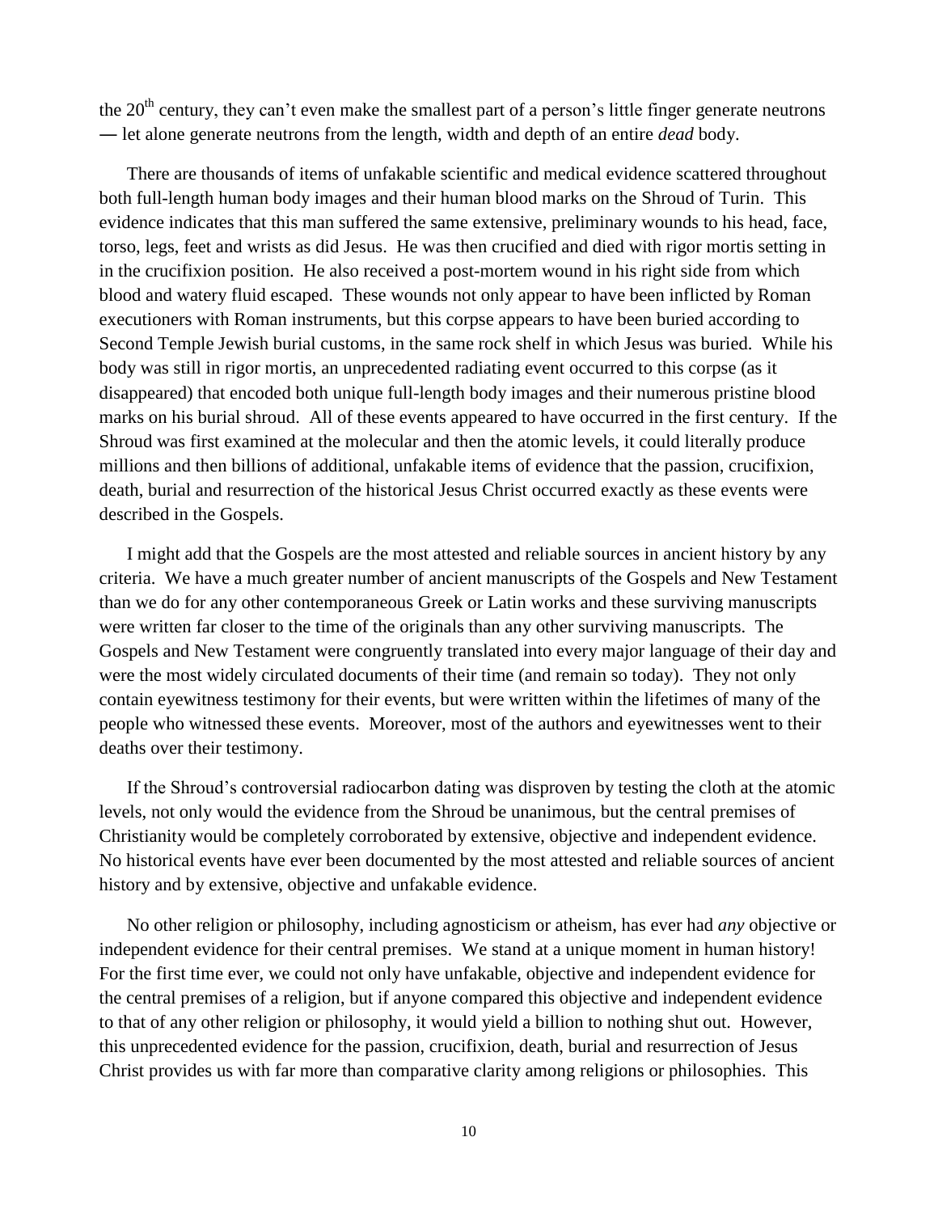the 20th century, they can't even make the smallest part of a person's little finger generate neutrons ― let alone generate neutrons from the length, width and depth of an entire *dead* body.

There are thousands of items of unfakable scientific and medical evidence scattered throughout both full-length human body images and their human blood marks on the Shroud of Turin. This evidence indicates that this man suffered the same extensive, preliminary wounds to his head, face, torso, legs, feet and wrists as did Jesus. He was then crucified and died with rigor mortis setting in in the crucifixion position. He also received a post-mortem wound in his right side from which blood and watery fluid escaped. These wounds not only appear to have been inflicted by Roman executioners with Roman instruments, but this corpse appears to have been buried according to Second Temple Jewish burial customs, in the same rock shelf in which Jesus was buried. While his body was still in rigor mortis, an unprecedented radiating event occurred to this corpse (as it disappeared) that encoded both unique full-length body images and their numerous pristine blood marks on his burial shroud. All of these events appeared to have occurred in the first century. If the Shroud was first examined at the molecular and then the atomic levels, it could literally produce millions and then billions of additional, unfakable items of evidence that the passion, crucifixion, death, burial and resurrection of the historical Jesus Christ occurred exactly as these events were described in the Gospels.

I might add that the Gospels are the most attested and reliable sources in ancient history by any criteria. We have a much greater number of ancient manuscripts of the Gospels and New Testament than we do for any other contemporaneous Greek or Latin works and these surviving manuscripts were written far closer to the time of the originals than any other surviving manuscripts. The Gospels and New Testament were congruently translated into every major language of their day and were the most widely circulated documents of their time (and remain so today). They not only contain eyewitness testimony for their events, but were written within the lifetimes of many of the people who witnessed these events. Moreover, most of the authors and eyewitnesses went to their deaths over their testimony.

If the Shroud's controversial radiocarbon dating was disproven by testing the cloth at the atomic levels, not only would the evidence from the Shroud be unanimous, but the central premises of Christianity would be completely corroborated by extensive, objective and independent evidence. No historical events have ever been documented by the most attested and reliable sources of ancient history and by extensive, objective and unfakable evidence.

No other religion or philosophy, including agnosticism or atheism, has ever had *any* objective or independent evidence for their central premises. We stand at a unique moment in human history! For the first time ever, we could not only have unfakable, objective and independent evidence for the central premises of a religion, but if anyone compared this objective and independent evidence to that of any other religion or philosophy, it would yield a billion to nothing shut out. However, this unprecedented evidence for the passion, crucifixion, death, burial and resurrection of Jesus Christ provides us with far more than comparative clarity among religions or philosophies. This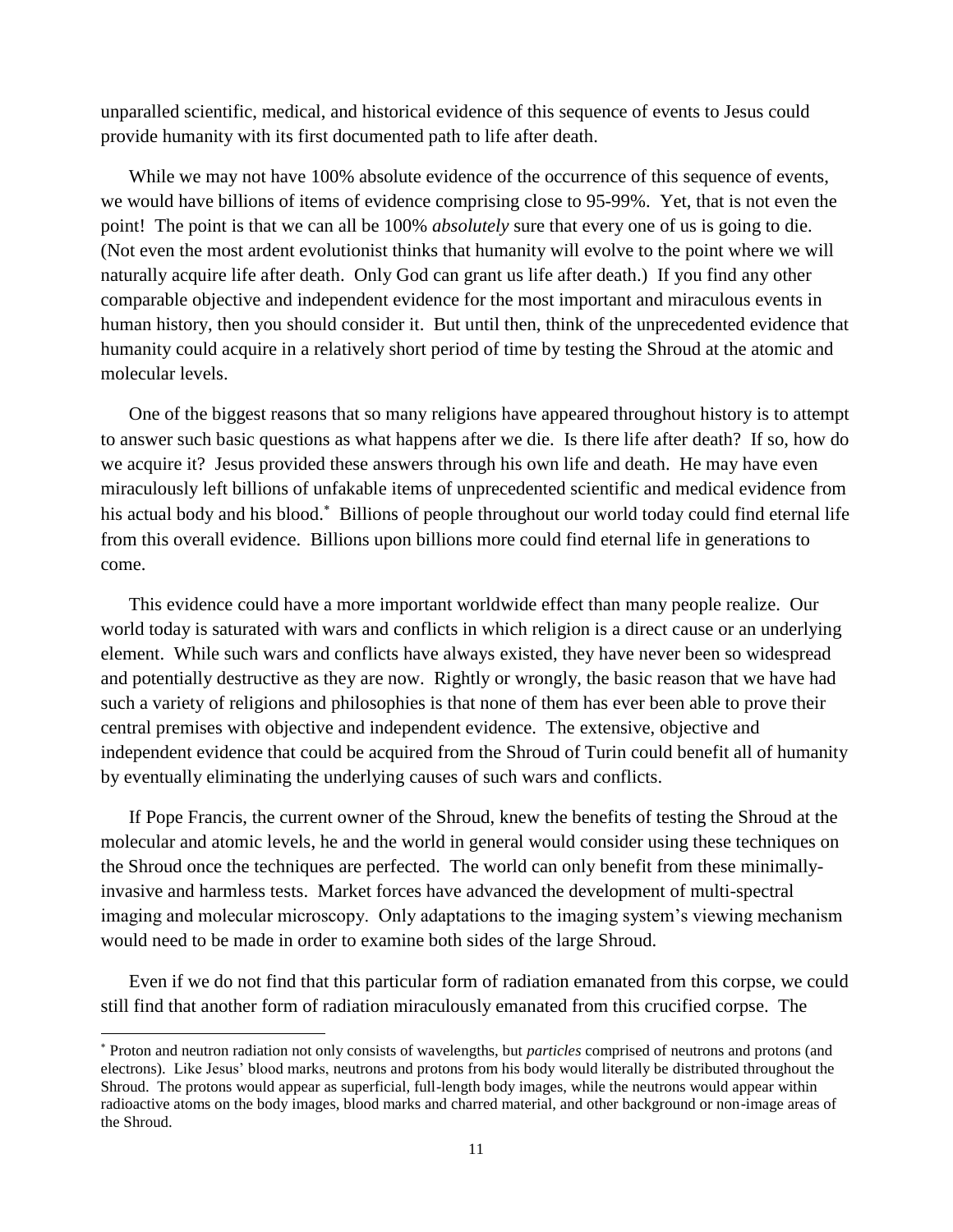unparalled scientific, medical, and historical evidence of this sequence of events to Jesus could provide humanity with its first documented path to life after death.

While we may not have 100% absolute evidence of the occurrence of this sequence of events, we would have billions of items of evidence comprising close to 95-99%. Yet, that is not even the point! The point is that we can all be 100% *absolutely* sure that every one of us is going to die. (Not even the most ardent evolutionist thinks that humanity will evolve to the point where we will naturally acquire life after death. Only God can grant us life after death.) If you find any other comparable objective and independent evidence for the most important and miraculous events in human history, then you should consider it. But until then, think of the unprecedented evidence that humanity could acquire in a relatively short period of time by testing the Shroud at the atomic and molecular levels.

One of the biggest reasons that so many religions have appeared throughout history is to attempt to answer such basic questions as what happens after we die. Is there life after death? If so, how do we acquire it? Jesus provided these answers through his own life and death. He may have even miraculously left billions of unfakable items of unprecedented scientific and medical evidence from his actual body and his blood.* Billions of people throughout our world today could find eternal life from this overall evidence. Billions upon billions more could find eternal life in generations to come.

This evidence could have a more important worldwide effect than many people realize. Our world today is saturated with wars and conflicts in which religion is a direct cause or an underlying element. While such wars and conflicts have always existed, they have never been so widespread and potentially destructive as they are now. Rightly or wrongly, the basic reason that we have had such a variety of religions and philosophies is that none of them has ever been able to prove their central premises with objective and independent evidence. The extensive, objective and independent evidence that could be acquired from the Shroud of Turin could benefit all of humanity by eventually eliminating the underlying causes of such wars and conflicts.

If Pope Francis, the current owner of the Shroud, knew the benefits of testing the Shroud at the molecular and atomic levels, he and the world in general would consider using these techniques on the Shroud once the techniques are perfected. The world can only benefit from these minimally-invasive and harmless tests. Market forces have advanced the development of multi-spectral imaging and molecular microscopy. Only adaptations to the imaging system's viewing mechanism would need to be made in order to examine both sides of the large Shroud.

Even if we do not find that this particular form of radiation emanated from this corpse, we could still find that another form of radiation miraculously emanated from this crucified corpse. The

---

* Proton and neutron radiation not only consists of wavelengths, but *particles* comprised of neutrons and protons (and electrons). Like Jesus' blood marks, neutrons and protons from his body would literally be distributed throughout the Shroud. The protons would appear as superficial, full-length body images, while the neutrons would appear within radioactive atoms on the body images, blood marks and charred material, and other background or non-image areas of the Shroud.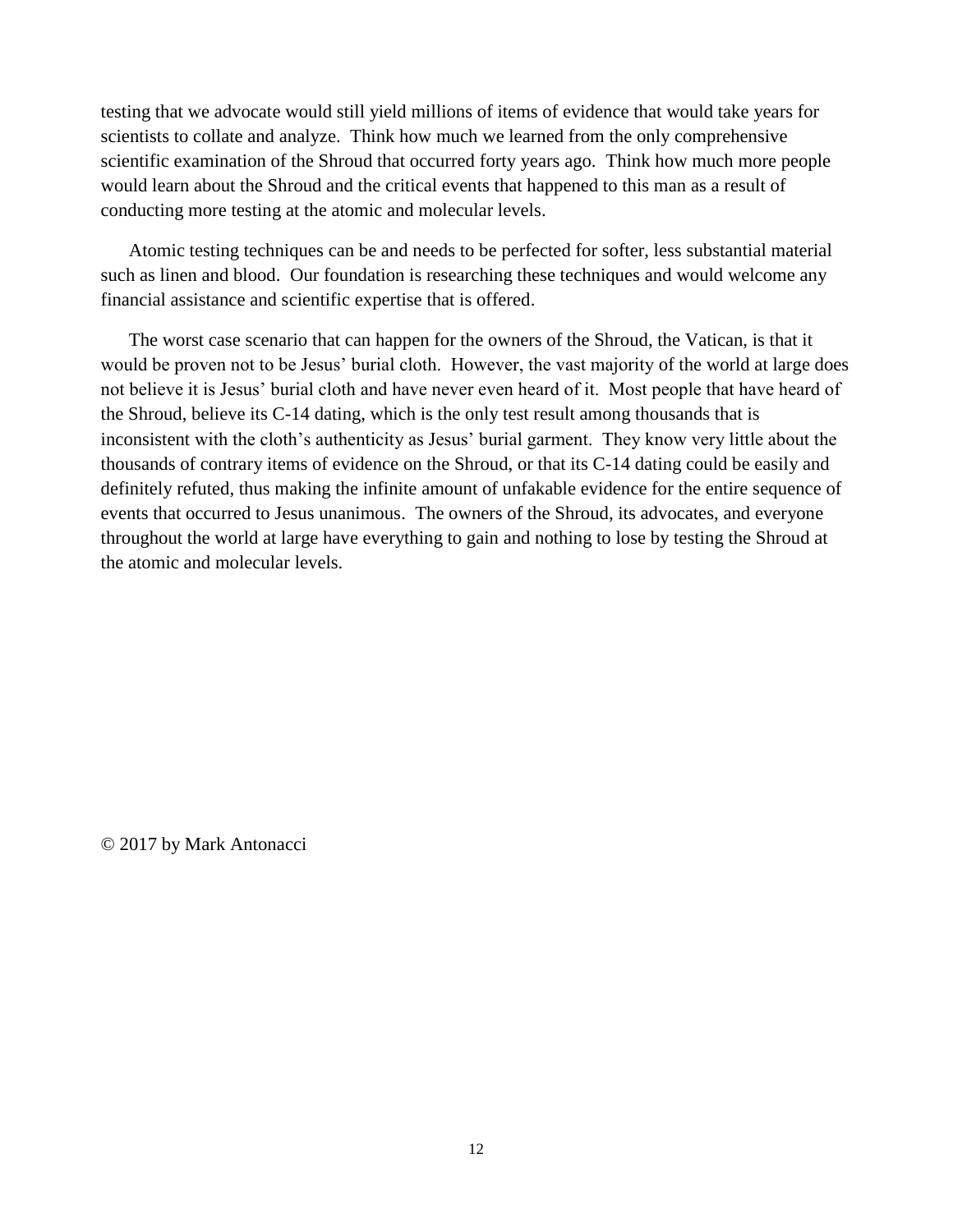testing that we advocate would still yield millions of items of evidence that would take years for scientists to collate and analyze. Think how much we learned from the only comprehensive scientific examination of the Shroud that occurred forty years ago. Think how much more people would learn about the Shroud and the critical events that happened to this man as a result of conducting more testing at the atomic and molecular levels.

Atomic testing techniques can be and needs to be perfected for softer, less substantial material such as linen and blood. Our foundation is researching these techniques and would welcome any financial assistance and scientific expertise that is offered.

The worst case scenario that can happen for the owners of the Shroud, the Vatican, is that it would be proven not to be Jesus' burial cloth. However, the vast majority of the world at large does not believe it is Jesus' burial cloth and have never even heard of it. Most people that have heard of the Shroud, believe its C-14 dating, which is the only test result among thousands that is inconsistent with the cloth's authenticity as Jesus' burial garment. They know very little about the thousands of contrary items of evidence on the Shroud, or that its C-14 dating could be easily and definitely refuted, thus making the infinite amount of unfakable evidence for the entire sequence of events that occurred to Jesus unanimous. The owners of the Shroud, its advocates, and everyone throughout the world at large have everything to gain and nothing to lose by testing the Shroud at the atomic and molecular levels.

© 2017 by Mark Antonacci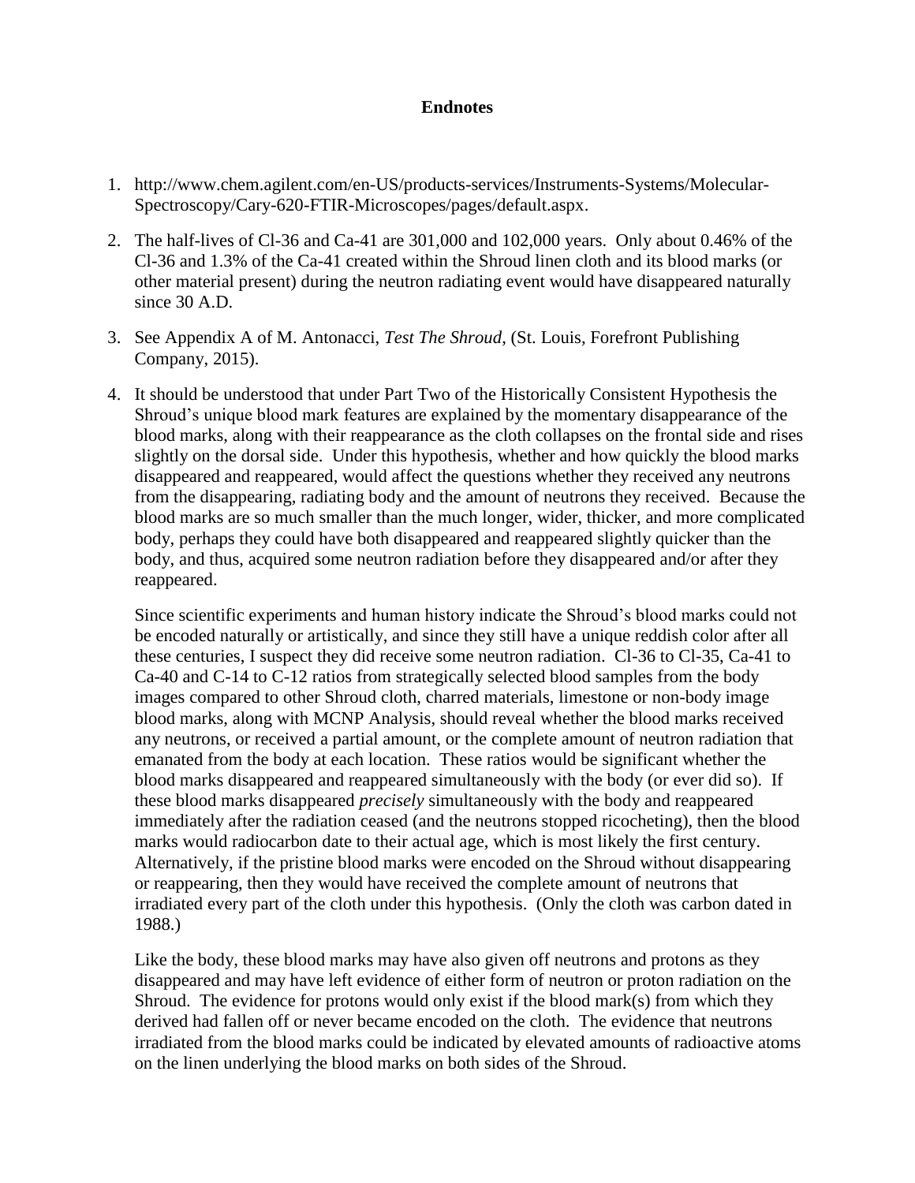# Endnotes

1. http://www.chem.agilent.com/en-US/products-services/Instruments-Systems/Molecular-Spectroscopy/Cary-620-FTIR-Microscopes/pages/default.aspx.

2. The half-lives of Cl-36 and Ca-41 are 301,000 and 102,000 years. Only about 0.46% of the Cl-36 and 1.3% of the Ca-41 created within the Shroud linen cloth and its blood marks (or other material present) during the neutron radiating event would have disappeared naturally since 30 A.D.

3. See Appendix A of M. Antonacci, *Test The Shroud*, (St. Louis, Forefront Publishing Company, 2015).

4. It should be understood that under Part Two of the Historically Consistent Hypothesis the Shroud's unique blood mark features are explained by the momentary disappearance of the blood marks, along with their reappearance as the cloth collapses on the frontal side and rises slightly on the dorsal side. Under this hypothesis, whether and how quickly the blood marks disappeared and reappeared, would affect the questions whether they received any neutrons from the disappearing, radiating body and the amount of neutrons they received. Because the blood marks are so much smaller than the much longer, wider, thicker, and more complicated body, perhaps they could have both disappeared and reappeared slightly quicker than the body, and thus, acquired some neutron radiation before they disappeared and/or after they reappeared.

   Since scientific experiments and human history indicate the Shroud's blood marks could not be encoded naturally or artistically, and since they still have a unique reddish color after all these centuries, I suspect they did receive some neutron radiation. Cl-36 to Cl-35, Ca-41 to Ca-40 and C-14 to C-12 ratios from strategically selected blood samples from the body images compared to other Shroud cloth, charred materials, limestone or non-body image blood marks, along with MCNP Analysis, should reveal whether the blood marks received any neutrons, or received a partial amount, or the complete amount of neutron radiation that emanated from the body at each location. These ratios would be significant whether the blood marks disappeared and reappeared simultaneously with the body (or ever did so). If these blood marks disappeared *precisely* simultaneously with the body and reappeared immediately after the radiation ceased (and the neutrons stopped ricocheting), then the blood marks would radiocarbon date to their actual age, which is most likely the first century. Alternatively, if the pristine blood marks were encoded on the Shroud without disappearing or reappearing, then they would have received the complete amount of neutrons that irradiated every part of the cloth under this hypothesis. (Only the cloth was carbon dated in 1988.)

   Like the body, these blood marks may have also given off neutrons and protons as they disappeared and may have left evidence of either form of neutron or proton radiation on the Shroud. The evidence for protons would only exist if the blood mark(s) from which they derived had fallen off or never became encoded on the cloth. The evidence that neutrons irradiated from the blood marks could be indicated by elevated amounts of radioactive atoms on the linen underlying the blood marks on both sides of the Shroud.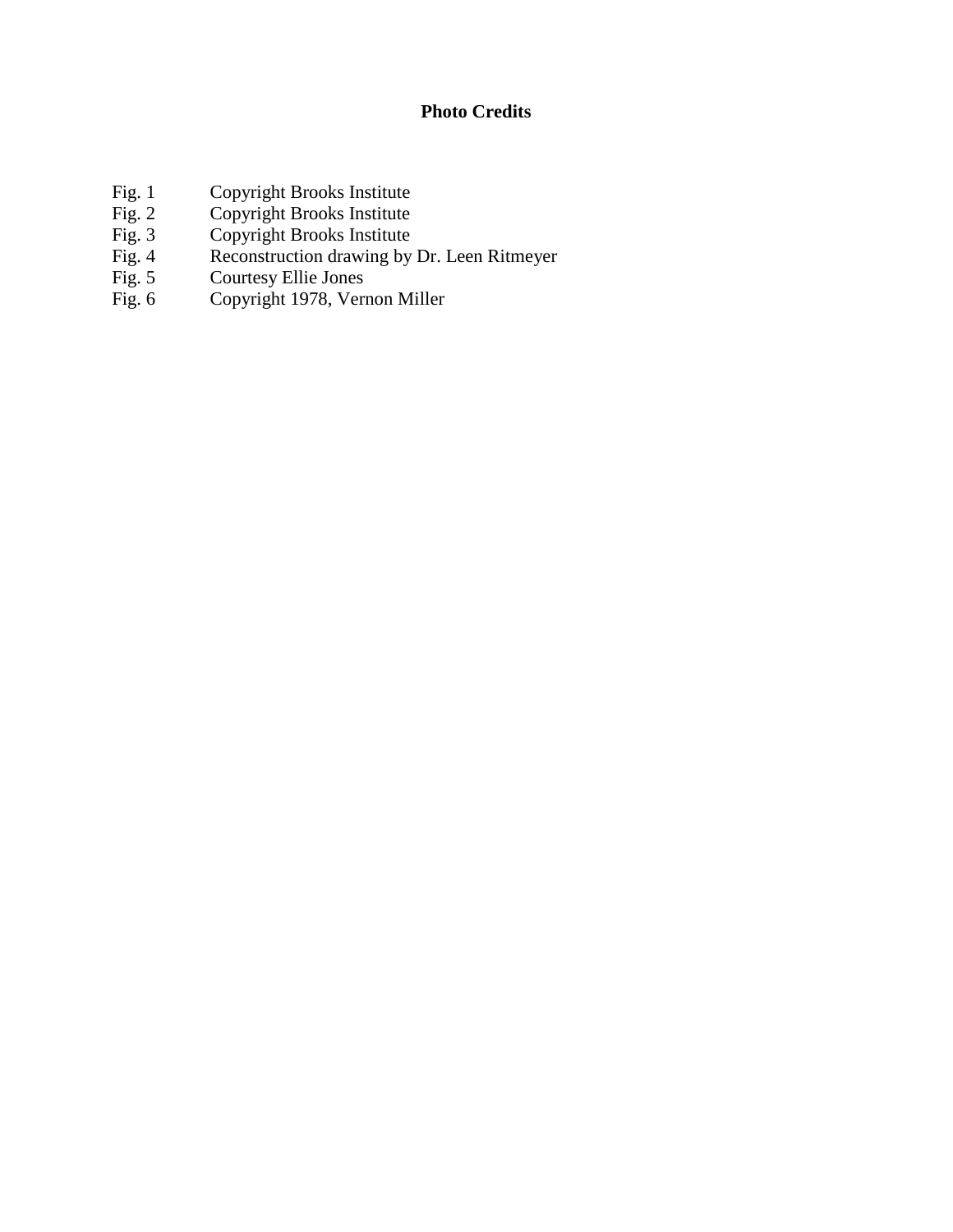# Photo Credits

| | |
|---|---|
| Fig. 1 | Copyright Brooks Institute |
| Fig. 2 | Copyright Brooks Institute |
| Fig. 3 | Copyright Brooks Institute |
| Fig. 4 | Reconstruction drawing by Dr. Leen Ritmeyer |
| Fig. 5 | Courtesy Ellie Jones |
| Fig. 6 | Copyright 1978, Vernon Miller |